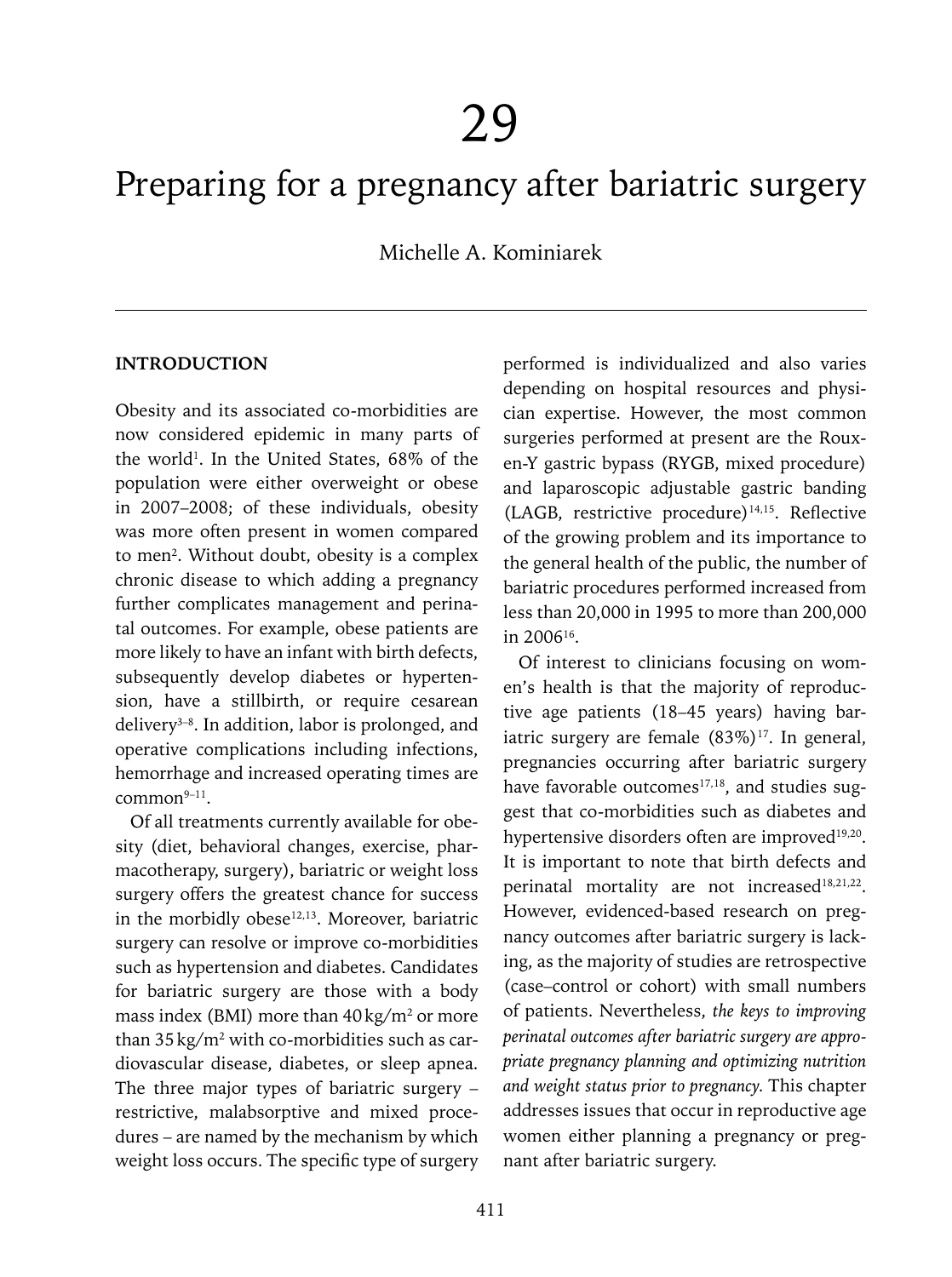# 29

# Preparing for a pregnancy after bariatric surgery

Michelle A. Kominiarek

## INTRODUCTION

Obesity and its associated co-morbidities are now considered epidemic in many parts of the world[1]. In the United States, 68% of the population were either overweight or obese in 2007–2008; of these individuals, obesity was more often present in women compared to men[2]. Without doubt, obesity is a complex chronic disease to which adding a pregnancy further complicates management and perinatal outcomes. For example, obese patients are more likely to have an infant with birth defects, subsequently develop diabetes or hypertension, have a stillbirth, or require cesarean delivery[3–8]. In addition, labor is prolonged, and operative complications including infections, hemorrhage and increased operating times are common[9–11].

Of all treatments currently available for obesity (diet, behavioral changes, exercise, pharmacotherapy, surgery), bariatric or weight loss surgery offers the greatest chance for success in the morbidly obese[12,13]. Moreover, bariatric surgery can resolve or improve co-morbidities such as hypertension and diabetes. Candidates for bariatric surgery are those with a body mass index (BMI) more than 40 kg/m$^2$ or more than 35 kg/m$^2$ with co-morbidities such as cardiovascular disease, diabetes, or sleep apnea. The three major types of bariatric surgery – restrictive, malabsorptive and mixed procedures – are named by the mechanism by which weight loss occurs. The specific type of surgery performed is individualized and also varies depending on hospital resources and physician expertise. However, the most common surgeries performed at present are the Roux-en-Y gastric bypass (RYGB, mixed procedure) and laparoscopic adjustable gastric banding (LAGB, restrictive procedure)[14,15]. Reflective of the growing problem and its importance to the general health of the public, the number of bariatric procedures performed increased from less than 20,000 in 1995 to more than 200,000 in 2006[16].

Of interest to clinicians focusing on women's health is that the majority of reproductive age patients (18–45 years) having bariatric surgery are female (83%)[17]. In general, pregnancies occurring after bariatric surgery have favorable outcomes[17,18], and studies suggest that co-morbidities such as diabetes and hypertensive disorders often are improved[19,20]. It is important to note that birth defects and perinatal mortality are not increased[18,21,22]. However, evidenced-based research on pregnancy outcomes after bariatric surgery is lacking, as the majority of studies are retrospective (case–control or cohort) with small numbers of patients. Nevertheless, *the keys to improving perinatal outcomes after bariatric surgery are appropriate pregnancy planning and optimizing nutrition and weight status prior to pregnancy.* This chapter addresses issues that occur in reproductive age women either planning a pregnancy or pregnant after bariatric surgery.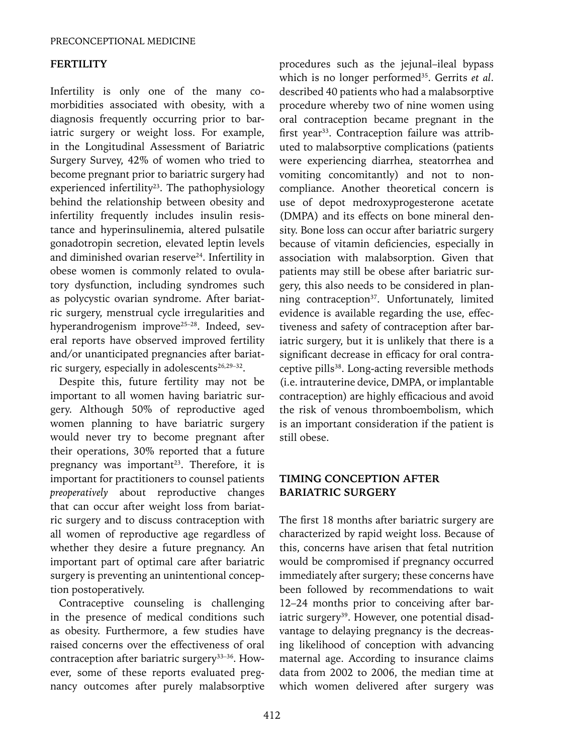## FERTILITY

Infertility is only one of the many comorbidities associated with obesity, with a diagnosis frequently occurring prior to bariatric surgery or weight loss. For example, in the Longitudinal Assessment of Bariatric Surgery Survey, 42% of women who tried to become pregnant prior to bariatric surgery had experienced infertility[23]. The pathophysiology behind the relationship between obesity and infertility frequently includes insulin resistance and hyperinsulinemia, altered pulsatile gonadotropin secretion, elevated leptin levels and diminished ovarian reserve[24]. Infertility in obese women is commonly related to ovulatory dysfunction, including syndromes such as polycystic ovarian syndrome. After bariatric surgery, menstrual cycle irregularities and hyperandrogenism improve[25–28]. Indeed, several reports have observed improved fertility and/or unanticipated pregnancies after bariatric surgery, especially in adolescents[26,29–32].

Despite this, future fertility may not be important to all women having bariatric surgery. Although 50% of reproductive aged women planning to have bariatric surgery would never try to become pregnant after their operations, 30% reported that a future pregnancy was important[23]. Therefore, it is important for practitioners to counsel patients *preoperatively* about reproductive changes that can occur after weight loss from bariatric surgery and to discuss contraception with all women of reproductive age regardless of whether they desire a future pregnancy. An important part of optimal care after bariatric surgery is preventing an unintentional conception postoperatively.

Contraceptive counseling is challenging in the presence of medical conditions such as obesity. Furthermore, a few studies have raised concerns over the effectiveness of oral contraception after bariatric surgery[33–36]. However, some of these reports evaluated pregnancy outcomes after purely malabsorptive procedures such as the jejunal–ileal bypass which is no longer performed[35]. Gerrits *et al*. described 40 patients who had a malabsorptive procedure whereby two of nine women using oral contraception became pregnant in the first year[33]. Contraception failure was attributed to malabsorptive complications (patients were experiencing diarrhea, steatorrhea and vomiting concomitantly) and not to noncompliance. Another theoretical concern is use of depot medroxyprogesterone acetate (DMPA) and its effects on bone mineral density. Bone loss can occur after bariatric surgery because of vitamin deficiencies, especially in association with malabsorption. Given that patients may still be obese after bariatric surgery, this also needs to be considered in planning contraception[37]. Unfortunately, limited evidence is available regarding the use, effectiveness and safety of contraception after bariatric surgery, but it is unlikely that there is a significant decrease in efficacy for oral contraceptive pills[38]. Long-acting reversible methods (i.e. intrauterine device, DMPA, or implantable contraception) are highly efficacious and avoid the risk of venous thromboembolism, which is an important consideration if the patient is still obese.

## TIMING CONCEPTION AFTER BARIATRIC SURGERY

The first 18 months after bariatric surgery are characterized by rapid weight loss. Because of this, concerns have arisen that fetal nutrition would be compromised if pregnancy occurred immediately after surgery; these concerns have been followed by recommendations to wait 12–24 months prior to conceiving after bariatric surgery[39]. However, one potential disadvantage to delaying pregnancy is the decreasing likelihood of conception with advancing maternal age. According to insurance claims data from 2002 to 2006, the median time at which women delivered after surgery was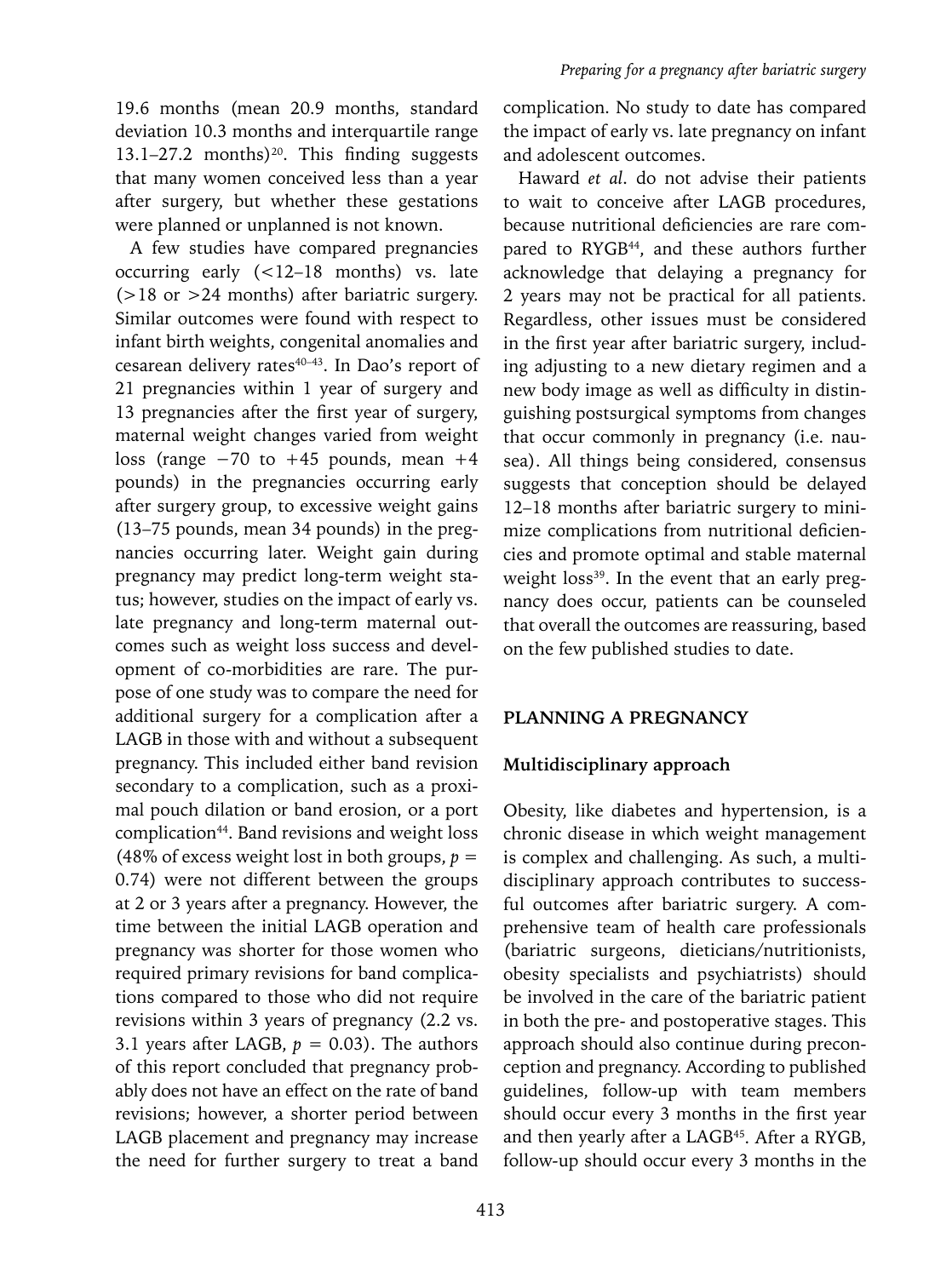19.6 months (mean 20.9 months, standard deviation 10.3 months and interquartile range 13.1–27.2 months)[20]. This finding suggests that many women conceived less than a year after surgery, but whether these gestations were planned or unplanned is not known.

A few studies have compared pregnancies occurring early (<12–18 months) vs. late (>18 or >24 months) after bariatric surgery. Similar outcomes were found with respect to infant birth weights, congenital anomalies and cesarean delivery rates[40–43]. In Dao's report of 21 pregnancies within 1 year of surgery and 13 pregnancies after the first year of surgery, maternal weight changes varied from weight loss (range −70 to +45 pounds, mean +4 pounds) in the pregnancies occurring early after surgery group, to excessive weight gains (13–75 pounds, mean 34 pounds) in the pregnancies occurring later. Weight gain during pregnancy may predict long-term weight status; however, studies on the impact of early vs. late pregnancy and long-term maternal outcomes such as weight loss success and development of co-morbidities are rare. The purpose of one study was to compare the need for additional surgery for a complication after a LAGB in those with and without a subsequent pregnancy. This included either band revision secondary to a complication, such as a proximal pouch dilation or band erosion, or a port complication[44]. Band revisions and weight loss (48% of excess weight lost in both groups, $p = 0.74$) were not different between the groups at 2 or 3 years after a pregnancy. However, the time between the initial LAGB operation and pregnancy was shorter for those women who required primary revisions for band complications compared to those who did not require revisions within 3 years of pregnancy (2.2 vs. 3.1 years after LAGB, $p = 0.03$). The authors of this report concluded that pregnancy probably does not have an effect on the rate of band revisions; however, a shorter period between LAGB placement and pregnancy may increase the need for further surgery to treat a band complication. No study to date has compared the impact of early vs. late pregnancy on infant and adolescent outcomes.

Haward *et al*. do not advise their patients to wait to conceive after LAGB procedures, because nutritional deficiencies are rare compared to RYGB[44], and these authors further acknowledge that delaying a pregnancy for 2 years may not be practical for all patients. Regardless, other issues must be considered in the first year after bariatric surgery, including adjusting to a new dietary regimen and a new body image as well as difficulty in distinguishing postsurgical symptoms from changes that occur commonly in pregnancy (i.e. nausea). All things being considered, consensus suggests that conception should be delayed 12–18 months after bariatric surgery to minimize complications from nutritional deficiencies and promote optimal and stable maternal weight loss[39]. In the event that an early pregnancy does occur, patients can be counseled that overall the outcomes are reassuring, based on the few published studies to date.

## PLANNING A PREGNANCY

### Multidisciplinary approach

Obesity, like diabetes and hypertension, is a chronic disease in which weight management is complex and challenging. As such, a multidisciplinary approach contributes to successful outcomes after bariatric surgery. A comprehensive team of health care professionals (bariatric surgeons, dieticians/nutritionists, obesity specialists and psychiatrists) should be involved in the care of the bariatric patient in both the pre- and postoperative stages. This approach should also continue during preconception and pregnancy. According to published guidelines, follow-up with team members should occur every 3 months in the first year and then yearly after a LAGB[45]. After a RYGB, follow-up should occur every 3 months in the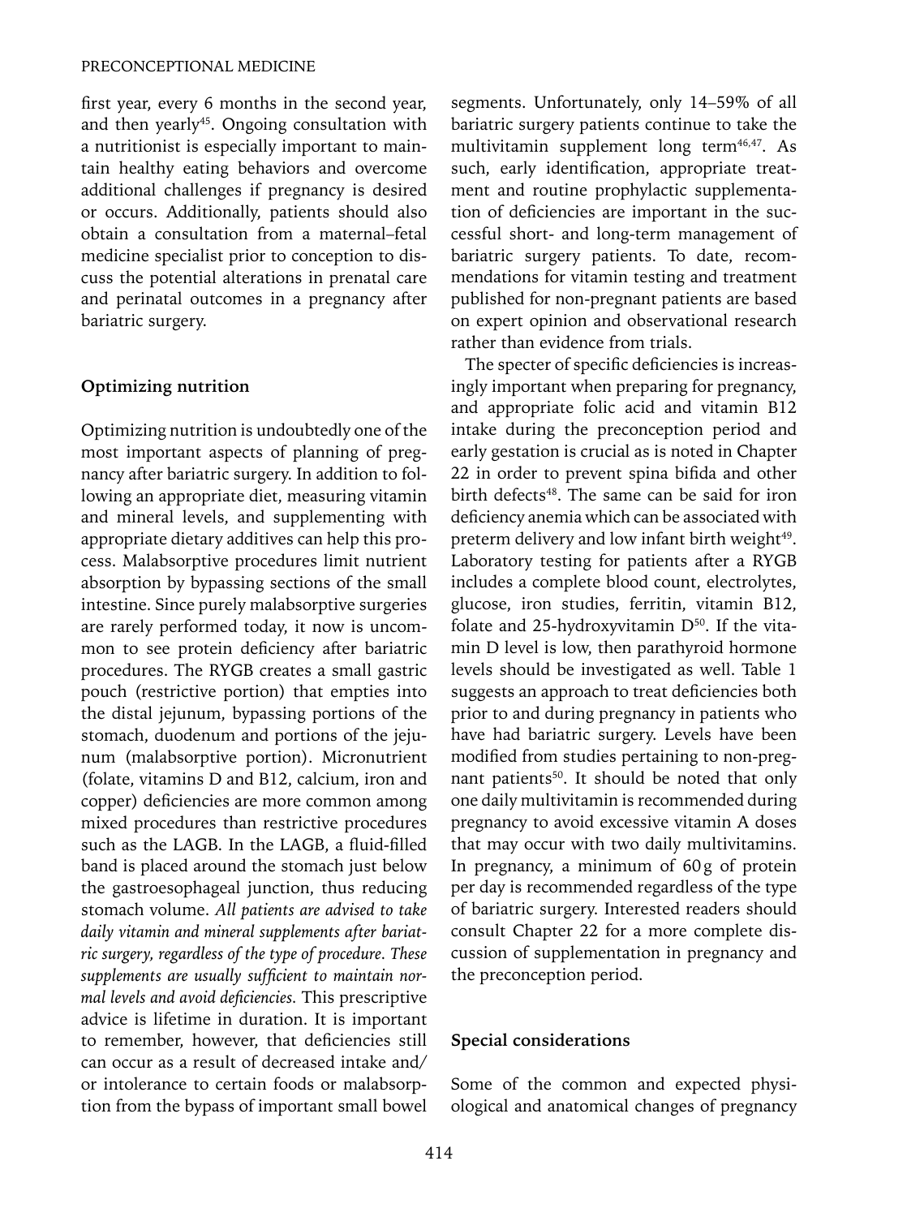first year, every 6 months in the second year, and then yearly[45]. Ongoing consultation with a nutritionist is especially important to maintain healthy eating behaviors and overcome additional challenges if pregnancy is desired or occurs. Additionally, patients should also obtain a consultation from a maternal–fetal medicine specialist prior to conception to discuss the potential alterations in prenatal care and perinatal outcomes in a pregnancy after bariatric surgery.

### Optimizing nutrition

Optimizing nutrition is undoubtedly one of the most important aspects of planning of pregnancy after bariatric surgery. In addition to following an appropriate diet, measuring vitamin and mineral levels, and supplementing with appropriate dietary additives can help this process. Malabsorptive procedures limit nutrient absorption by bypassing sections of the small intestine. Since purely malabsorptive surgeries are rarely performed today, it now is uncommon to see protein deficiency after bariatric procedures. The RYGB creates a small gastric pouch (restrictive portion) that empties into the distal jejunum, bypassing portions of the stomach, duodenum and portions of the jejunum (malabsorptive portion). Micronutrient (folate, vitamins D and B12, calcium, iron and copper) deficiencies are more common among mixed procedures than restrictive procedures such as the LAGB. In the LAGB, a fluid-filled band is placed around the stomach just below the gastroesophageal junction, thus reducing stomach volume. *All patients are advised to take daily vitamin and mineral supplements after bariatric surgery, regardless of the type of procedure. These supplements are usually sufficient to maintain normal levels and avoid deficiencies.* This prescriptive advice is lifetime in duration. It is important to remember, however, that deficiencies still can occur as a result of decreased intake and/or intolerance to certain foods or malabsorption from the bypass of important small bowel segments. Unfortunately, only 14–59% of all bariatric surgery patients continue to take the multivitamin supplement long term[46,47]. As such, early identification, appropriate treatment and routine prophylactic supplementation of deficiencies are important in the successful short- and long-term management of bariatric surgery patients. To date, recommendations for vitamin testing and treatment published for non-pregnant patients are based on expert opinion and observational research rather than evidence from trials.

The specter of specific deficiencies is increasingly important when preparing for pregnancy, and appropriate folic acid and vitamin B12 intake during the preconception period and early gestation is crucial as is noted in Chapter 22 in order to prevent spina bifida and other birth defects[48]. The same can be said for iron deficiency anemia which can be associated with preterm delivery and low infant birth weight[49]. Laboratory testing for patients after a RYGB includes a complete blood count, electrolytes, glucose, iron studies, ferritin, vitamin B12, folate and 25-hydroxyvitamin D[50]. If the vitamin D level is low, then parathyroid hormone levels should be investigated as well. Table 1 suggests an approach to treat deficiencies both prior to and during pregnancy in patients who have had bariatric surgery. Levels have been modified from studies pertaining to non-pregnant patients[50]. It should be noted that only one daily multivitamin is recommended during pregnancy to avoid excessive vitamin A doses that may occur with two daily multivitamins. In pregnancy, a minimum of 60 g of protein per day is recommended regardless of the type of bariatric surgery. Interested readers should consult Chapter 22 for a more complete discussion of supplementation in pregnancy and the preconception period.

### Special considerations

Some of the common and expected physiological and anatomical changes of pregnancy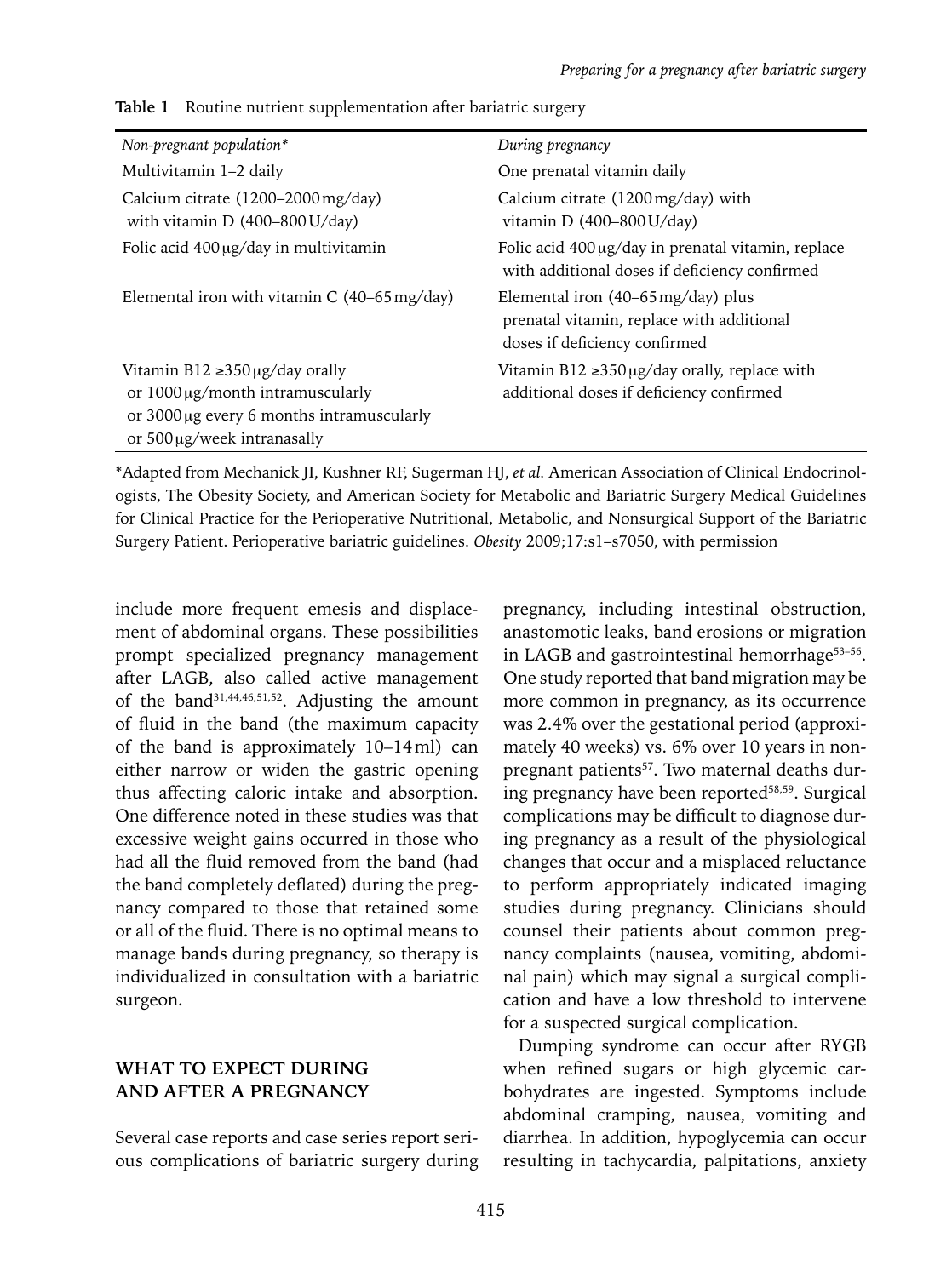**Table 1** Routine nutrient supplementation after bariatric surgery

| *Non-pregnant population** | *During pregnancy* |
|---|---|
| Multivitamin 1–2 daily | One prenatal vitamin daily |
| Calcium citrate (1200–2000 mg/day) with vitamin D (400–800 U/day) | Calcium citrate (1200 mg/day) with vitamin D (400–800 U/day) |
| Folic acid 400 μg/day in multivitamin | Folic acid 400 μg/day in prenatal vitamin, replace with additional doses if deficiency confirmed |
| Elemental iron with vitamin C (40–65 mg/day) | Elemental iron (40–65 mg/day) plus prenatal vitamin, replace with additional doses if deficiency confirmed |
| Vitamin B12 ≥350 μg/day orally or 1000 μg/month intramuscularly or 3000 μg every 6 months intramuscularly or 500 μg/week intranasally | Vitamin B12 ≥350 μg/day orally, replace with additional doses if deficiency confirmed |

*Adapted from Mechanick JI, Kushner RF, Sugerman HJ, *et al.* American Association of Clinical Endocrinologists, The Obesity Society, and American Society for Metabolic and Bariatric Surgery Medical Guidelines for Clinical Practice for the Perioperative Nutritional, Metabolic, and Nonsurgical Support of the Bariatric Surgery Patient. Perioperative bariatric guidelines. *Obesity* 2009;17:s1–s7050, with permission

include more frequent emesis and displacement of abdominal organs. These possibilities prompt specialized pregnancy management after LAGB, also called active management of the band[31,44,46,51,52]. Adjusting the amount of fluid in the band (the maximum capacity of the band is approximately 10–14 ml) can either narrow or widen the gastric opening thus affecting caloric intake and absorption. One difference noted in these studies was that excessive weight gains occurred in those who had all the fluid removed from the band (had the band completely deflated) during the pregnancy compared to those that retained some or all of the fluid. There is no optimal means to manage bands during pregnancy, so therapy is individualized in consultation with a bariatric surgeon.

## WHAT TO EXPECT DURING AND AFTER A PREGNANCY

Several case reports and case series report serious complications of bariatric surgery during pregnancy, including intestinal obstruction, anastomotic leaks, band erosions or migration in LAGB and gastrointestinal hemorrhage[53–56]. One study reported that band migration may be more common in pregnancy, as its occurrence was 2.4% over the gestational period (approximately 40 weeks) vs. 6% over 10 years in non-pregnant patients[57]. Two maternal deaths during pregnancy have been reported[58,59]. Surgical complications may be difficult to diagnose during pregnancy as a result of the physiological changes that occur and a misplaced reluctance to perform appropriately indicated imaging studies during pregnancy. Clinicians should counsel their patients about common pregnancy complaints (nausea, vomiting, abdominal pain) which may signal a surgical complication and have a low threshold to intervene for a suspected surgical complication.

Dumping syndrome can occur after RYGB when refined sugars or high glycemic carbohydrates are ingested. Symptoms include abdominal cramping, nausea, vomiting and diarrhea. In addition, hypoglycemia can occur resulting in tachycardia, palpitations, anxiety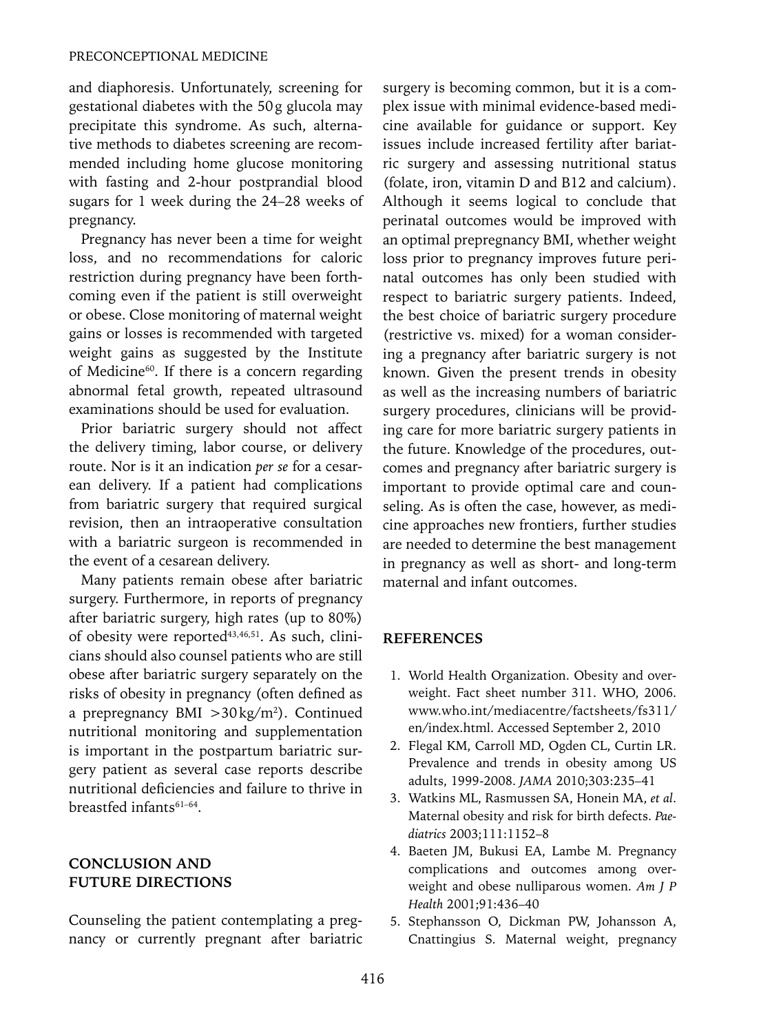and diaphoresis. Unfortunately, screening for gestational diabetes with the 50 g glucola may precipitate this syndrome. As such, alternative methods to diabetes screening are recommended including home glucose monitoring with fasting and 2-hour postprandial blood sugars for 1 week during the 24–28 weeks of pregnancy.

Pregnancy has never been a time for weight loss, and no recommendations for caloric restriction during pregnancy have been forthcoming even if the patient is still overweight or obese. Close monitoring of maternal weight gains or losses is recommended with targeted weight gains as suggested by the Institute of Medicine[60]. If there is a concern regarding abnormal fetal growth, repeated ultrasound examinations should be used for evaluation.

Prior bariatric surgery should not affect the delivery timing, labor course, or delivery route. Nor is it an indication *per se* for a cesarean delivery. If a patient had complications from bariatric surgery that required surgical revision, then an intraoperative consultation with a bariatric surgeon is recommended in the event of a cesarean delivery.

Many patients remain obese after bariatric surgery. Furthermore, in reports of pregnancy after bariatric surgery, high rates (up to 80%) of obesity were reported[43,46,51]. As such, clinicians should also counsel patients who are still obese after bariatric surgery separately on the risks of obesity in pregnancy (often defined as a prepregnancy BMI $>30\,kg/m^2$). Continued nutritional monitoring and supplementation is important in the postpartum bariatric surgery patient as several case reports describe nutritional deficiencies and failure to thrive in breastfed infants[61–64].

## CONCLUSION AND FUTURE DIRECTIONS

Counseling the patient contemplating a pregnancy or currently pregnant after bariatric surgery is becoming common, but it is a complex issue with minimal evidence-based medicine available for guidance or support. Key issues include increased fertility after bariatric surgery and assessing nutritional status (folate, iron, vitamin D and B12 and calcium). Although it seems logical to conclude that perinatal outcomes would be improved with an optimal prepregnancy BMI, whether weight loss prior to pregnancy improves future perinatal outcomes has only been studied with respect to bariatric surgery patients. Indeed, the best choice of bariatric surgery procedure (restrictive vs. mixed) for a woman considering a pregnancy after bariatric surgery is not known. Given the present trends in obesity as well as the increasing numbers of bariatric surgery procedures, clinicians will be providing care for more bariatric surgery patients in the future. Knowledge of the procedures, outcomes and pregnancy after bariatric surgery is important to provide optimal care and counseling. As is often the case, however, as medicine approaches new frontiers, further studies are needed to determine the best management in pregnancy as well as short- and long-term maternal and infant outcomes.

## REFERENCES

1. World Health Organization. Obesity and overweight. Fact sheet number 311. WHO, 2006. www.who.int/mediacentre/factsheets/fs311/en/index.html. Accessed September 2, 2010
2. Flegal KM, Carroll MD, Ogden CL, Curtin LR. Prevalence and trends in obesity among US adults, 1999-2008. *JAMA* 2010;303:235–41
3. Watkins ML, Rasmussen SA, Honein MA, *et al*. Maternal obesity and risk for birth defects. *Paediatrics* 2003;111:1152–8
4. Baeten JM, Bukusi EA, Lambe M. Pregnancy complications and outcomes among overweight and obese nulliparous women. *Am J P Health* 2001;91:436–40
5. Stephansson O, Dickman PW, Johansson A, Cnattingius S. Maternal weight, pregnancy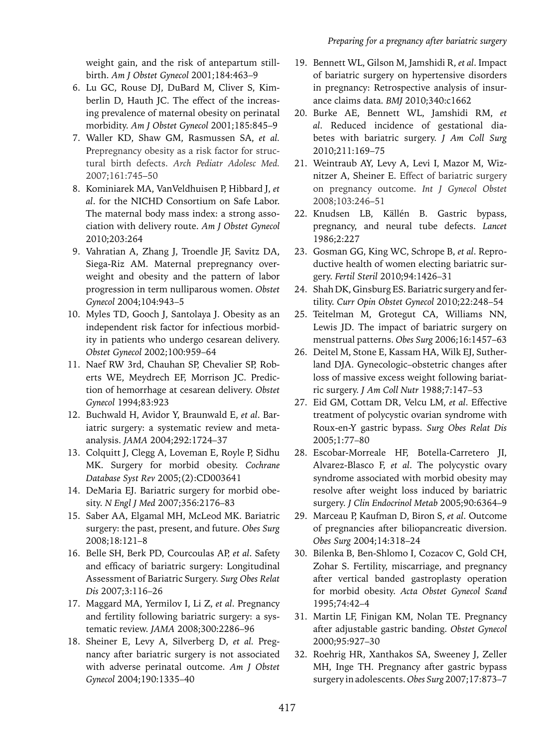weight gain, and the risk of antepartum stillbirth. *Am J Obstet Gynecol* 2001;184:463–9

6. Lu GC, Rouse DJ, DuBard M, Cliver S, Kimberlin D, Hauth JC. The effect of the increasing prevalence of maternal obesity on perinatal morbidity. *Am J Obstet Gynecol* 2001;185:845–9
7. Waller KD, Shaw GM, Rasmussen SA, *et al.* Prepregnancy obesity as a risk factor for structural birth defects. *Arch Pediatr Adolesc Med.* 2007;161:745–50
8. Kominiarek MA, VanVeldhuisen P, Hibbard J, *et al*. for the NICHD Consortium on Safe Labor. The maternal body mass index: a strong association with delivery route. *Am J Obstet Gynecol* 2010;203:264
9. Vahratian A, Zhang J, Troendle JF, Savitz DA, Siega-Riz AM. Maternal prepregnancy overweight and obesity and the pattern of labor progression in term nulliparous women. *Obstet Gynecol* 2004;104:943–5
10. Myles TD, Gooch J, Santolaya J. Obesity as an independent risk factor for infectious morbidity in patients who undergo cesarean delivery. *Obstet Gynecol* 2002;100:959–64
11. Naef RW 3rd, Chauhan SP, Chevalier SP, Roberts WE, Meydrech EF, Morrison JC. Prediction of hemorrhage at cesarean delivery. *Obstet Gynecol* 1994;83:923
12. Buchwald H, Avidor Y, Braunwald E, *et al*. Bariatric surgery: a systematic review and meta-analysis. *JAMA* 2004;292:1724–37
13. Colquitt J, Clegg A, Loveman E, Royle P, Sidhu MK. Surgery for morbid obesity. *Cochrane Database Syst Rev* 2005;(2):CD003641
14. DeMaria EJ. Bariatric surgery for morbid obesity. *N Engl J Med* 2007;356:2176–83
15. Saber AA, Elgamal MH, McLeod MK. Bariatric surgery: the past, present, and future. *Obes Surg* 2008;18:121–8
16. Belle SH, Berk PD, Courcoulas AP, *et al*. Safety and efficacy of bariatric surgery: Longitudinal Assessment of Bariatric Surgery. *Surg Obes Relat Dis* 2007;3:116–26
17. Maggard MA, Yermilov I, Li Z, *et al*. Pregnancy and fertility following bariatric surgery: a systematic review. *JAMA* 2008;300:2286–96
18. Sheiner E, Levy A, Silverberg D, *et al.* Pregnancy after bariatric surgery is not associated with adverse perinatal outcome. *Am J Obstet Gynecol* 2004;190:1335–40
19. Bennett WL, Gilson M, Jamshidi R, *et al*. Impact of bariatric surgery on hypertensive disorders in pregnancy: Retrospective analysis of insurance claims data. *BMJ* 2010;340:c1662
20. Burke AE, Bennett WL, Jamshidi RM, *et al*. Reduced incidence of gestational diabetes with bariatric surgery. *J Am Coll Surg* 2010;211:169–75
21. Weintraub AY, Levy A, Levi I, Mazor M, Wiznitzer A, Sheiner E. Effect of bariatric surgery on pregnancy outcome. *Int J Gynecol Obstet* 2008;103:246–51
22. Knudsen LB, Källén B. Gastric bypass, pregnancy, and neural tube defects. *Lancet* 1986;2:227
23. Gosman GG, King WC, Schrope B, *et al*. Reproductive health of women electing bariatric surgery. *Fertil Steril* 2010;94:1426–31
24. Shah DK, Ginsburg ES. Bariatric surgery and fertility. *Curr Opin Obstet Gynecol* 2010;22:248–54
25. Teitelman M, Grotegut CA, Williams NN, Lewis JD. The impact of bariatric surgery on menstrual patterns. *Obes Surg* 2006;16:1457–63
26. Deitel M, Stone E, Kassam HA, Wilk EJ, Sutherland DJA. Gynecologic–obstetric changes after loss of massive excess weight following bariatric surgery. *J Am Coll Nutr* 1988;7:147–53
27. Eid GM, Cottam DR, Velcu LM, *et al*. Effective treatment of polycystic ovarian syndrome with Roux-en-Y gastric bypass. *Surg Obes Relat Dis* 2005;1:77–80
28. Escobar-Morreale HF, Botella-Carretero JI, Alvarez-Blasco F, *et al*. The polycystic ovary syndrome associated with morbid obesity may resolve after weight loss induced by bariatric surgery. *J Clin Endocrinol Metab* 2005;90:6364–9
29. Marceau P, Kaufman D, Biron S, *et al*. Outcome of pregnancies after biliopancreatic diversion. *Obes Surg* 2004;14:318–24
30. Bilenka B, Ben-Shlomo I, Cozacov C, Gold CH, Zohar S. Fertility, miscarriage, and pregnancy after vertical banded gastroplasty operation for morbid obesity. *Acta Obstet Gynecol Scand* 1995;74:42–4
31. Martin LF, Finigan KM, Nolan TE. Pregnancy after adjustable gastric banding. *Obstet Gynecol* 2000;95:927–30
32. Roehrig HR, Xanthakos SA, Sweeney J, Zeller MH, Inge TH. Pregnancy after gastric bypass surgery in adolescents. *Obes Surg* 2007;17:873–7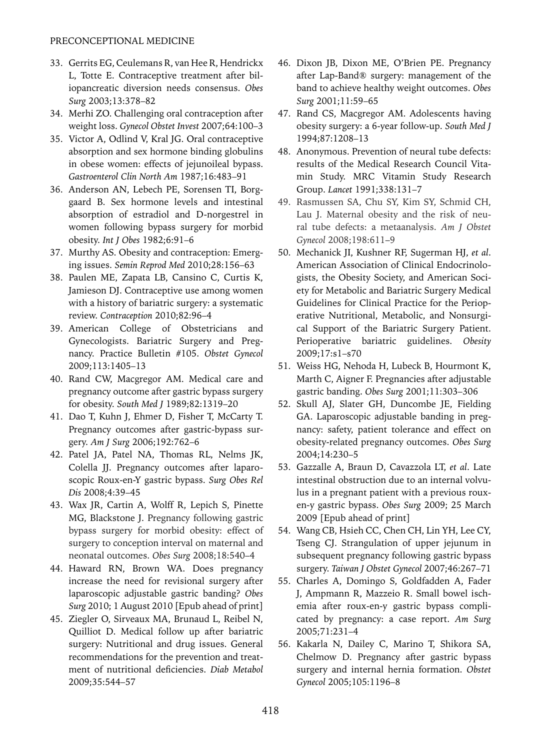33. Gerrits EG, Ceulemans R, van Hee R, Hendrickx L, Totte E. Contraceptive treatment after biliopancreatic diversion needs consensus. *Obes Surg* 2003;13:378–82
34. Merhi ZO. Challenging oral contraception after weight loss. *Gynecol Obstet Invest* 2007;64:100–3
35. Victor A, Odlind V, Kral JG. Oral contraceptive absorption and sex hormone binding globulins in obese women: effects of jejunoileal bypass. *Gastroenterol Clin North Am* 1987;16:483–91
36. Anderson AN, Lebech PE, Sorensen TI, Borggaard B. Sex hormone levels and intestinal absorption of estradiol and D-norgestrel in women following bypass surgery for morbid obesity. *Int J Obes* 1982;6:91–6
37. Murthy AS. Obesity and contraception: Emerging issues. *Semin Reprod Med* 2010;28:156–63
38. Paulen ME, Zapata LB, Cansino C, Curtis K, Jamieson DJ. Contraceptive use among women with a history of bariatric surgery: a systematic review. *Contraception* 2010;82:96–4
39. American College of Obstetricians and Gynecologists. Bariatric Surgery and Pregnancy. Practice Bulletin #105. *Obstet Gynecol* 2009;113:1405–13
40. Rand CW, Macgregor AM. Medical care and pregnancy outcome after gastric bypass surgery for obesity. *South Med J* 1989;82:1319–20
41. Dao T, Kuhn J, Ehmer D, Fisher T, McCarty T. Pregnancy outcomes after gastric-bypass surgery. *Am J Surg* 2006;192:762–6
42. Patel JA, Patel NA, Thomas RL, Nelms JK, Colella JJ. Pregnancy outcomes after laparoscopic Roux-en-Y gastric bypass. *Surg Obes Rel Dis* 2008;4:39–45
43. Wax JR, Cartin A, Wolff R, Lepich S, Pinette MG, Blackstone J. Pregnancy following gastric bypass surgery for morbid obesity: effect of surgery to conception interval on maternal and neonatal outcomes. *Obes Surg* 2008;18:540–4
44. Haward RN, Brown WA. Does pregnancy increase the need for revisional surgery after laparoscopic adjustable gastric banding? *Obes Surg* 2010; 1 August 2010 [Epub ahead of print]
45. Ziegler O, Sirveaux MA, Brunaud L, Reibel N, Quilliot D. Medical follow up after bariatric surgery: Nutritional and drug issues. General recommendations for the prevention and treatment of nutritional deficiencies. *Diab Metabol* 2009;35:544–57
46. Dixon JB, Dixon ME, O'Brien PE. Pregnancy after Lap-Band® surgery: management of the band to achieve healthy weight outcomes. *Obes Surg* 2001;11:59–65
47. Rand CS, Macgregor AM. Adolescents having obesity surgery: a 6-year follow-up. *South Med J* 1994;87:1208–13
48. Anonymous. Prevention of neural tube defects: results of the Medical Research Council Vitamin Study. MRC Vitamin Study Research Group. *Lancet* 1991;338:131–7
49. Rasmussen SA, Chu SY, Kim SY, Schmid CH, Lau J. Maternal obesity and the risk of neural tube defects: a metaanalysis. *Am J Obstet Gynecol* 2008;198:611–9
50. Mechanick JI, Kushner RF, Sugerman HJ, *et al*. American Association of Clinical Endocrinologists, the Obesity Society, and American Society for Metabolic and Bariatric Surgery Medical Guidelines for Clinical Practice for the Perioperative Nutritional, Metabolic, and Nonsurgical Support of the Bariatric Surgery Patient. Perioperative bariatric guidelines. *Obesity* 2009;17:s1–s70
51. Weiss HG, Nehoda H, Lubeck B, Hourmont K, Marth C, Aigner F. Pregnancies after adjustable gastric banding. *Obes Surg* 2001;11:303–306
52. Skull AJ, Slater GH, Duncombe JE, Fielding GA. Laparoscopic adjustable banding in pregnancy: safety, patient tolerance and effect on obesity-related pregnancy outcomes. *Obes Surg* 2004;14:230–5
53. Gazzalle A, Braun D, Cavazzola LT, *et al*. Late intestinal obstruction due to an internal volvulus in a pregnant patient with a previous roux-en-y gastric bypass. *Obes Surg* 2009; 25 March 2009 [Epub ahead of print]
54. Wang CB, Hsieh CC, Chen CH, Lin YH, Lee CY, Tseng CJ. Strangulation of upper jejunum in subsequent pregnancy following gastric bypass surgery. *Taiwan J Obstet Gynecol* 2007;46:267–71
55. Charles A, Domingo S, Goldfadden A, Fader J, Ampmann R, Mazzeio R. Small bowel ischemia after roux-en-y gastric bypass complicated by pregnancy: a case report. *Am Surg* 2005;71:231–4
56. Kakarla N, Dailey C, Marino T, Shikora SA, Chelmow D. Pregnancy after gastric bypass surgery and internal hernia formation. *Obstet Gynecol* 2005;105:1196–8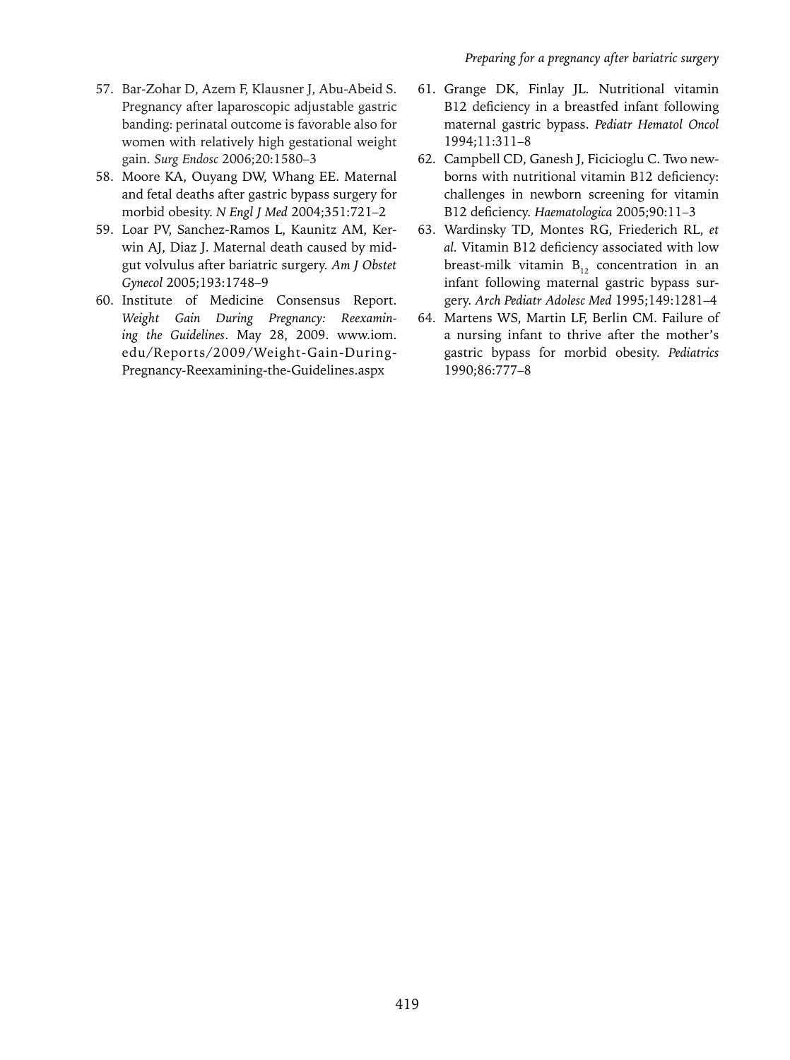57. Bar-Zohar D, Azem F, Klausner J, Abu-Abeid S. Pregnancy after laparoscopic adjustable gastric banding: perinatal outcome is favorable also for women with relatively high gestational weight gain. *Surg Endosc* 2006;20:1580–3
58. Moore KA, Ouyang DW, Whang EE. Maternal and fetal deaths after gastric bypass surgery for morbid obesity. *N Engl J Med* 2004;351:721–2
59. Loar PV, Sanchez-Ramos L, Kaunitz AM, Kerwin AJ, Diaz J. Maternal death caused by midgut volvulus after bariatric surgery. *Am J Obstet Gynecol* 2005;193:1748–9
60. Institute of Medicine Consensus Report. *Weight Gain During Pregnancy: Reexamining the Guidelines*. May 28, 2009. www.iom.edu/Reports/2009/Weight-Gain-During-Pregnancy-Reexamining-the-Guidelines.aspx
61. Grange DK, Finlay JL. Nutritional vitamin B12 deficiency in a breastfed infant following maternal gastric bypass. *Pediatr Hematol Oncol* 1994;11:311–8
62. Campbell CD, Ganesh J, Ficicioglu C. Two newborns with nutritional vitamin B12 deficiency: challenges in newborn screening for vitamin B12 deficiency. *Haematologica* 2005;90:11–3
63. Wardinsky TD, Montes RG, Friederich RL, *et al*. Vitamin B12 deficiency associated with low breast-milk vitamin $B_{12}$ concentration in an infant following maternal gastric bypass surgery. *Arch Pediatr Adolesc Med* 1995;149:1281–4
64. Martens WS, Martin LF, Berlin CM. Failure of a nursing infant to thrive after the mother's gastric bypass for morbid obesity. *Pediatrics* 1990;86:777–8